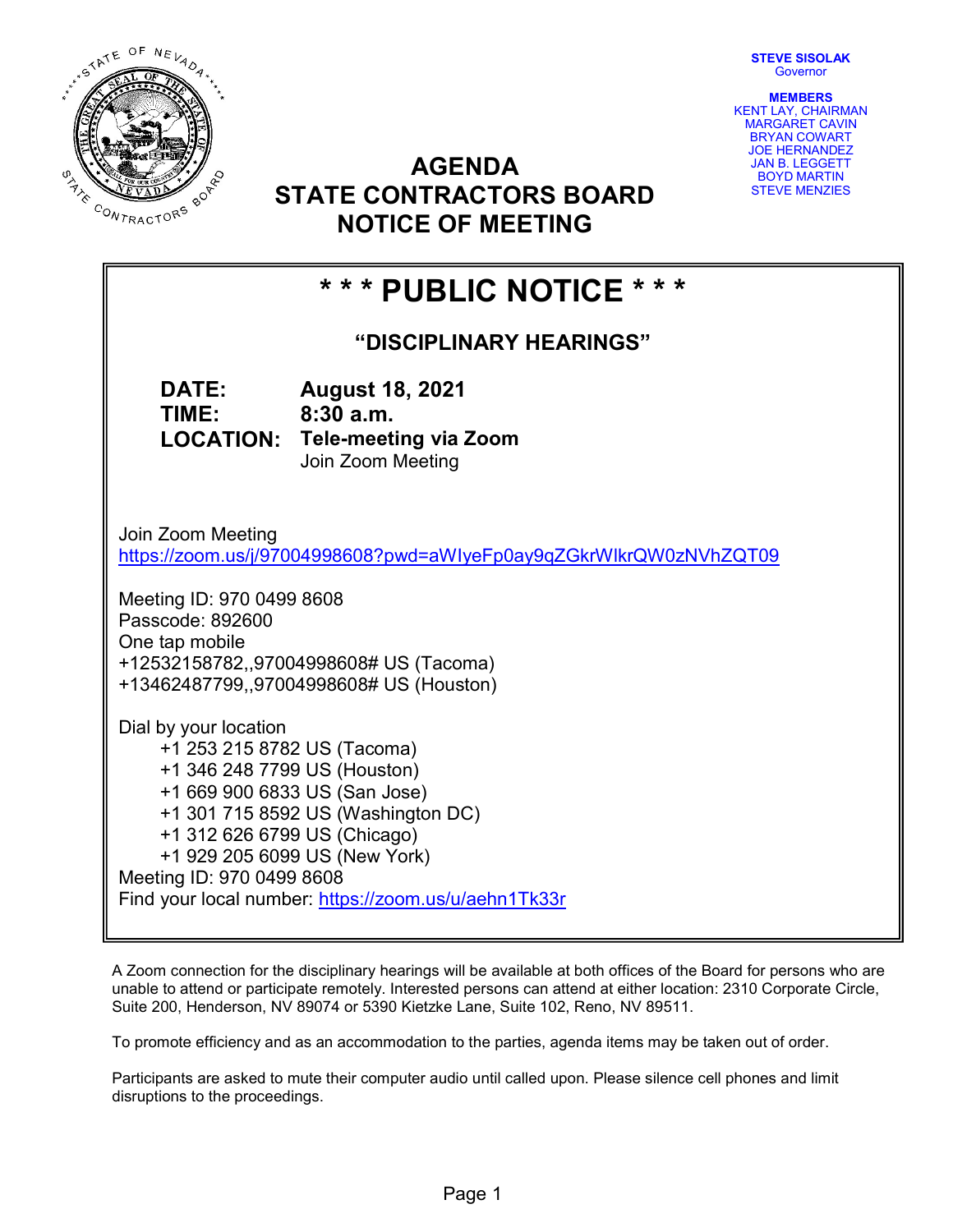STEVE SISOLAK
Governor

MEMBERS
KENT LAY, CHAIRMAN
MARGARET CAVIN
BRYAN COWART
JOE HERNANDEZ
JAN B. LEGGETT
BOYD MARTIN
STEVE MENZIES

# AGENDA
# STATE CONTRACTORS BOARD
# NOTICE OF MEETING

## * * * PUBLIC NOTICE * * *

### "DISCIPLINARY HEARINGS"

**DATE:** **August 18, 2021**
**TIME:** **8:30 a.m.**
**LOCATION:** **Tele-meeting via Zoom**
Join Zoom Meeting

Join Zoom Meeting
https://zoom.us/j/97004998608?pwd=aWIyeFp0ay9qZGkrWlkrQW0zNVhZQT09

Meeting ID: 970 0499 8608
Passcode: 892600
One tap mobile
+12532158782,,97004998608# US (Tacoma)
+13462487799,,97004998608# US (Houston)

Dial by your location
+1 253 215 8782 US (Tacoma)
+1 346 248 7799 US (Houston)
+1 669 900 6833 US (San Jose)
+1 301 715 8592 US (Washington DC)
+1 312 626 6799 US (Chicago)
+1 929 205 6099 US (New York)
Meeting ID: 970 0499 8608
Find your local number: https://zoom.us/u/aehn1Tk33r

A Zoom connection for the disciplinary hearings will be available at both offices of the Board for persons who are unable to attend or participate remotely. Interested persons can attend at either location: 2310 Corporate Circle, Suite 200, Henderson, NV 89074 or 5390 Kietzke Lane, Suite 102, Reno, NV 89511.

To promote efficiency and as an accommodation to the parties, agenda items may be taken out of order.

Participants are asked to mute their computer audio until called upon. Please silence cell phones and limit disruptions to the proceedings.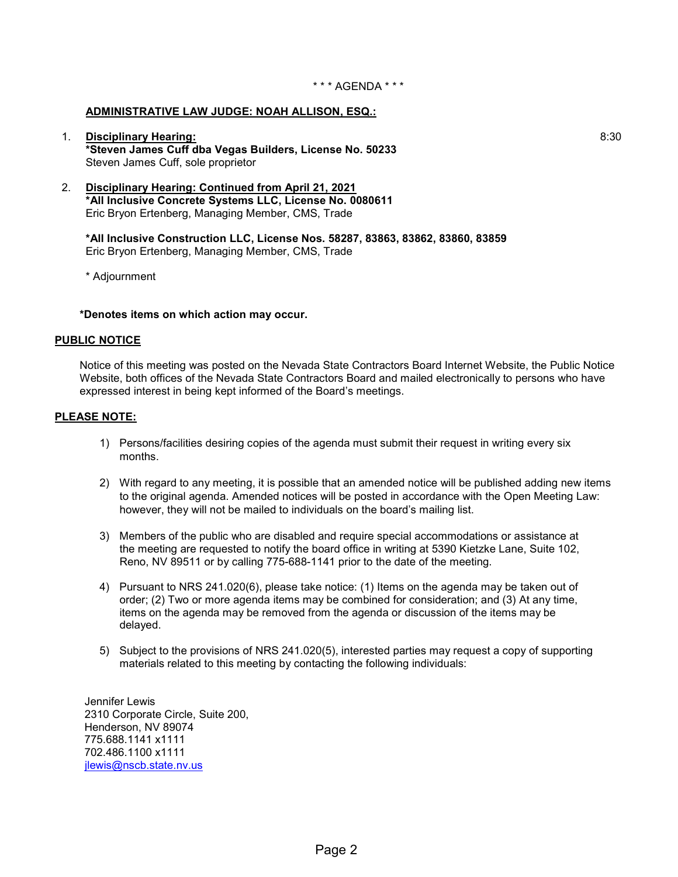\* \* \* AGENDA \* \* \*

**ADMINISTRATIVE LAW JUDGE: NOAH ALLISON, ESQ.:**

1. **Disciplinary Hearing:** 8:30
   ***Steven James Cuff dba Vegas Builders, License No. 50233**
   Steven James Cuff, sole proprietor

2. **Disciplinary Hearing: Continued from April 21, 2021**
   ***All Inclusive Concrete Systems LLC, License No. 0080611**
   Eric Bryon Ertenberg, Managing Member, CMS, Trade

   ***All Inclusive Construction LLC, License Nos. 58287, 83863, 83862, 83860, 83859**
   Eric Bryon Ertenberg, Managing Member, CMS, Trade

   \* Adjournment

**\*Denotes items on which action may occur.**

**PUBLIC NOTICE**

Notice of this meeting was posted on the Nevada State Contractors Board Internet Website, the Public Notice Website, both offices of the Nevada State Contractors Board and mailed electronically to persons who have expressed interest in being kept informed of the Board's meetings.

**PLEASE NOTE:**

1) Persons/facilities desiring copies of the agenda must submit their request in writing every six months.

2) With regard to any meeting, it is possible that an amended notice will be published adding new items to the original agenda. Amended notices will be posted in accordance with the Open Meeting Law: however, they will not be mailed to individuals on the board's mailing list.

3) Members of the public who are disabled and require special accommodations or assistance at the meeting are requested to notify the board office in writing at 5390 Kietzke Lane, Suite 102, Reno, NV 89511 or by calling 775-688-1141 prior to the date of the meeting.

4) Pursuant to NRS 241.020(6), please take notice: (1) Items on the agenda may be taken out of order; (2) Two or more agenda items may be combined for consideration; and (3) At any time, items on the agenda may be removed from the agenda or discussion of the items may be delayed.

5) Subject to the provisions of NRS 241.020(5), interested parties may request a copy of supporting materials related to this meeting by contacting the following individuals:

Jennifer Lewis
2310 Corporate Circle, Suite 200,
Henderson, NV 89074
775.688.1141 x1111
702.486.1100 x1111
jlewis@nscb.state.nv.us